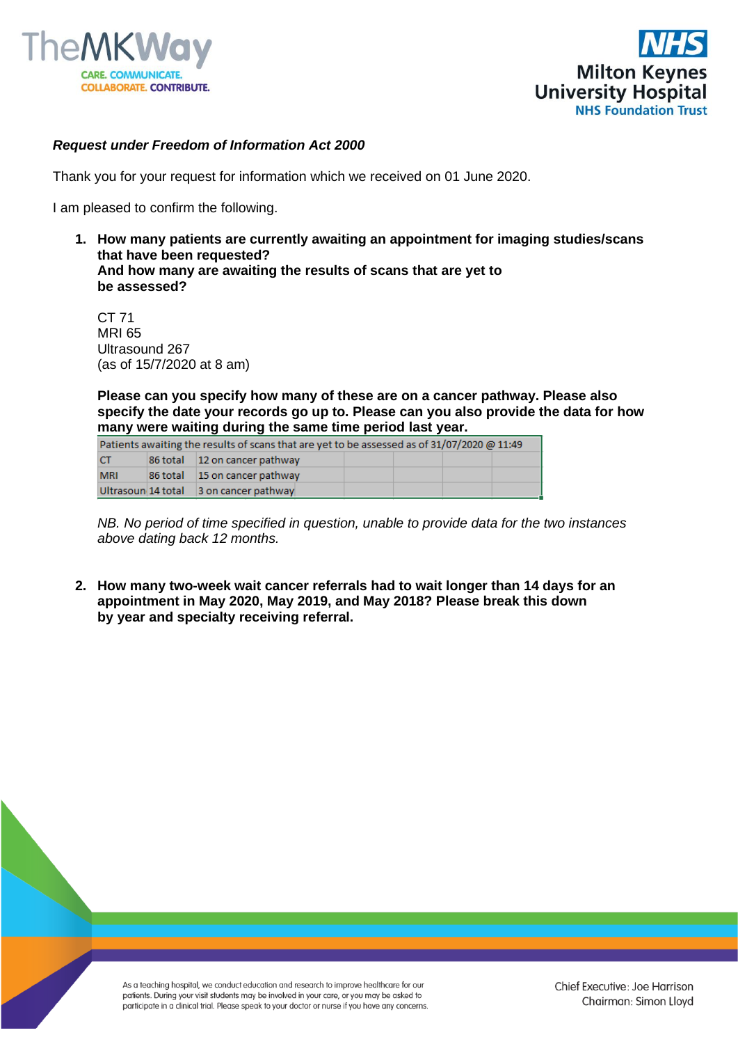***Request under Freedom of Information Act 2000***

Thank you for your request for information which we received on 01 June 2020.

I am pleased to confirm the following.

1. **How many patients are currently awaiting an appointment for imaging studies/scans that have been requested?
   And how many are awaiting the results of scans that are yet to be assessed?**

   CT 71
   MRI 65
   Ultrasound 267
   (as of 15/7/2020 at 8 am)

   **Please can you specify how many of these are on a cancer pathway. Please also specify the date your records go up to. Please can you also provide the data for how many were waiting during the same time period last year.**

   | Patients awaiting the results of scans that are yet to be assessed as of 31/07/2020 @ 11:49 | | |
   |---|---|---|
   | CT | 86 total | 12 on cancer pathway |
   | MRI | 86 total | 15 on cancer pathway |
   | Ultrasoun | 14 total | 3 on cancer pathway |

   *NB. No period of time specified in question, unable to provide data for the two instances above dating back 12 months.*

2. **How many two-week wait cancer referrals had to wait longer than 14 days for an appointment in May 2020, May 2019, and May 2018? Please break this down by year and specialty receiving referral.**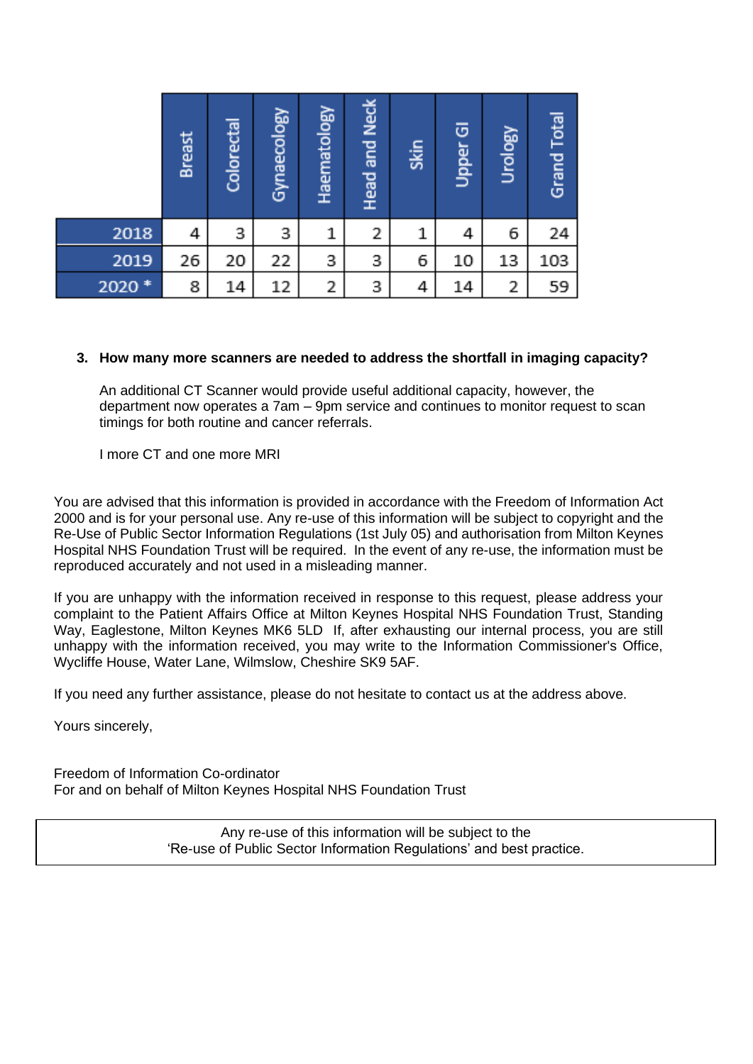| | Breast | Colorectal | Gynaecology | Haematology | Head and Neck | Skin | Upper GI | Urology | Grand Total |
|---|---|---|---|---|---|---|---|---|---|
| 2018 | 4 | 3 | 3 | 1 | 2 | 1 | 4 | 6 | 24 |
| 2019 | 26 | 20 | 22 | 3 | 3 | 6 | 10 | 13 | 103 |
| 2020 * | 8 | 14 | 12 | 2 | 3 | 4 | 14 | 2 | 59 |

3. **How many more scanners are needed to address the shortfall in imaging capacity?**

   An additional CT Scanner would provide useful additional capacity, however, the department now operates a 7am – 9pm service and continues to monitor request to scan timings for both routine and cancer referrals.

   I more CT and one more MRI

You are advised that this information is provided in accordance with the Freedom of Information Act 2000 and is for your personal use. Any re-use of this information will be subject to copyright and the Re-Use of Public Sector Information Regulations (1st July 05) and authorisation from Milton Keynes Hospital NHS Foundation Trust will be required. In the event of any re-use, the information must be reproduced accurately and not used in a misleading manner.

If you are unhappy with the information received in response to this request, please address your complaint to the Patient Affairs Office at Milton Keynes Hospital NHS Foundation Trust, Standing Way, Eaglestone, Milton Keynes MK6 5LD If, after exhausting our internal process, you are still unhappy with the information received, you may write to the Information Commissioner's Office, Wycliffe House, Water Lane, Wilmslow, Cheshire SK9 5AF.

If you need any further assistance, please do not hesitate to contact us at the address above.

Yours sincerely,

Freedom of Information Co-ordinator
For and on behalf of Milton Keynes Hospital NHS Foundation Trust

Any re-use of this information will be subject to the
'Re-use of Public Sector Information Regulations' and best practice.